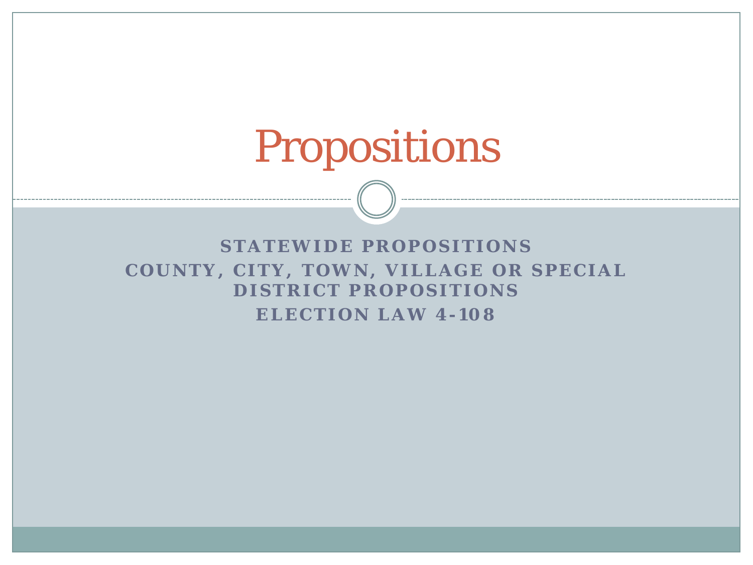# Propositions

**STATEWIDE PROPOSITIONS**

**COUNTY, CITY, TOWN, VILLAGE OR SPECIAL DISTRICT PROPOSITIONS**

**ELECTION LAW 4-108**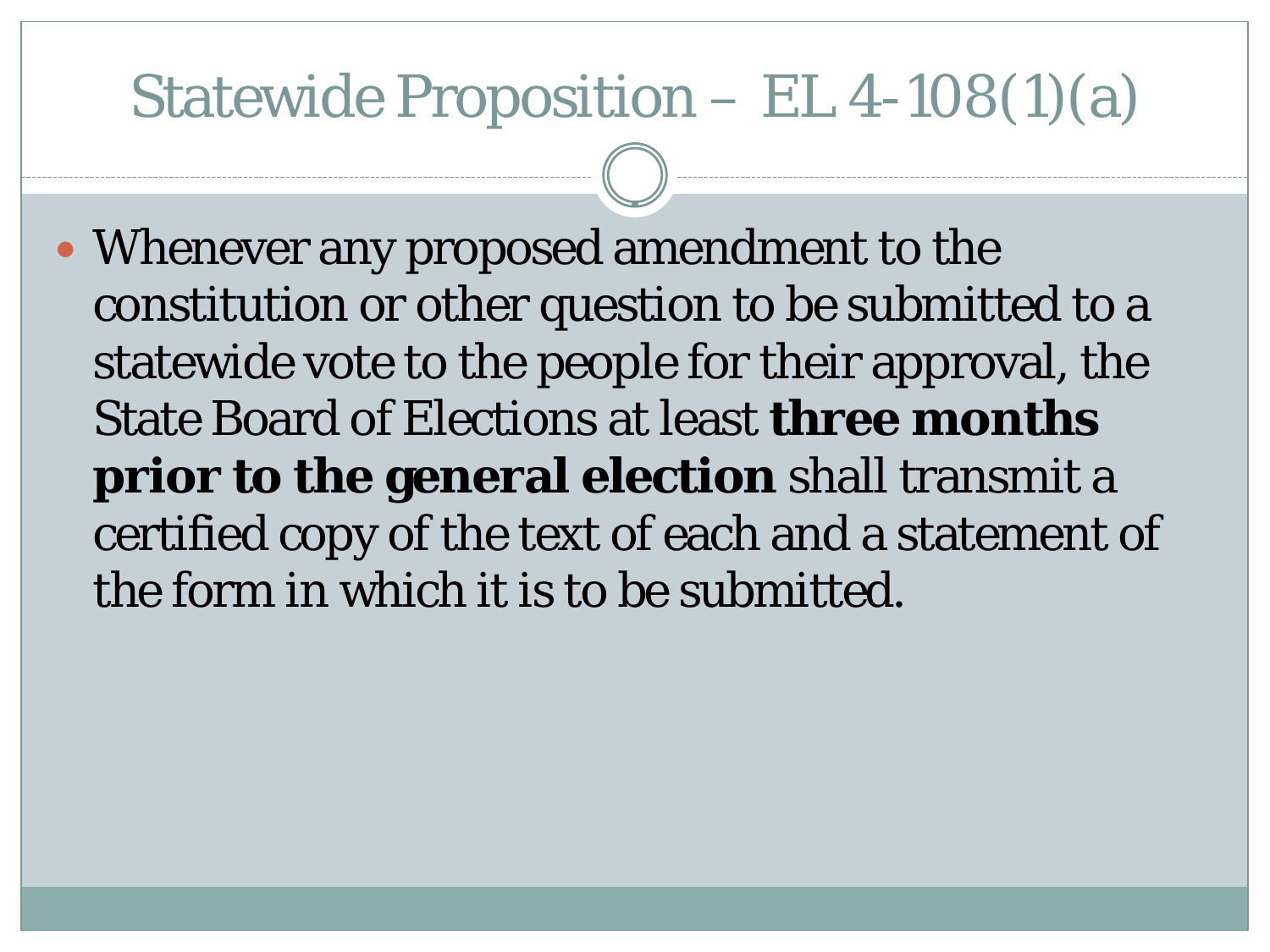# Statewide Proposition – EL 4-108(1)(a)

- Whenever any proposed amendment to the constitution or other question to be submitted to a statewide vote to the people for their approval, the State Board of Elections at least **three months prior to the general election** shall transmit a certified copy of the text of each and a statement of the form in which it is to be submitted.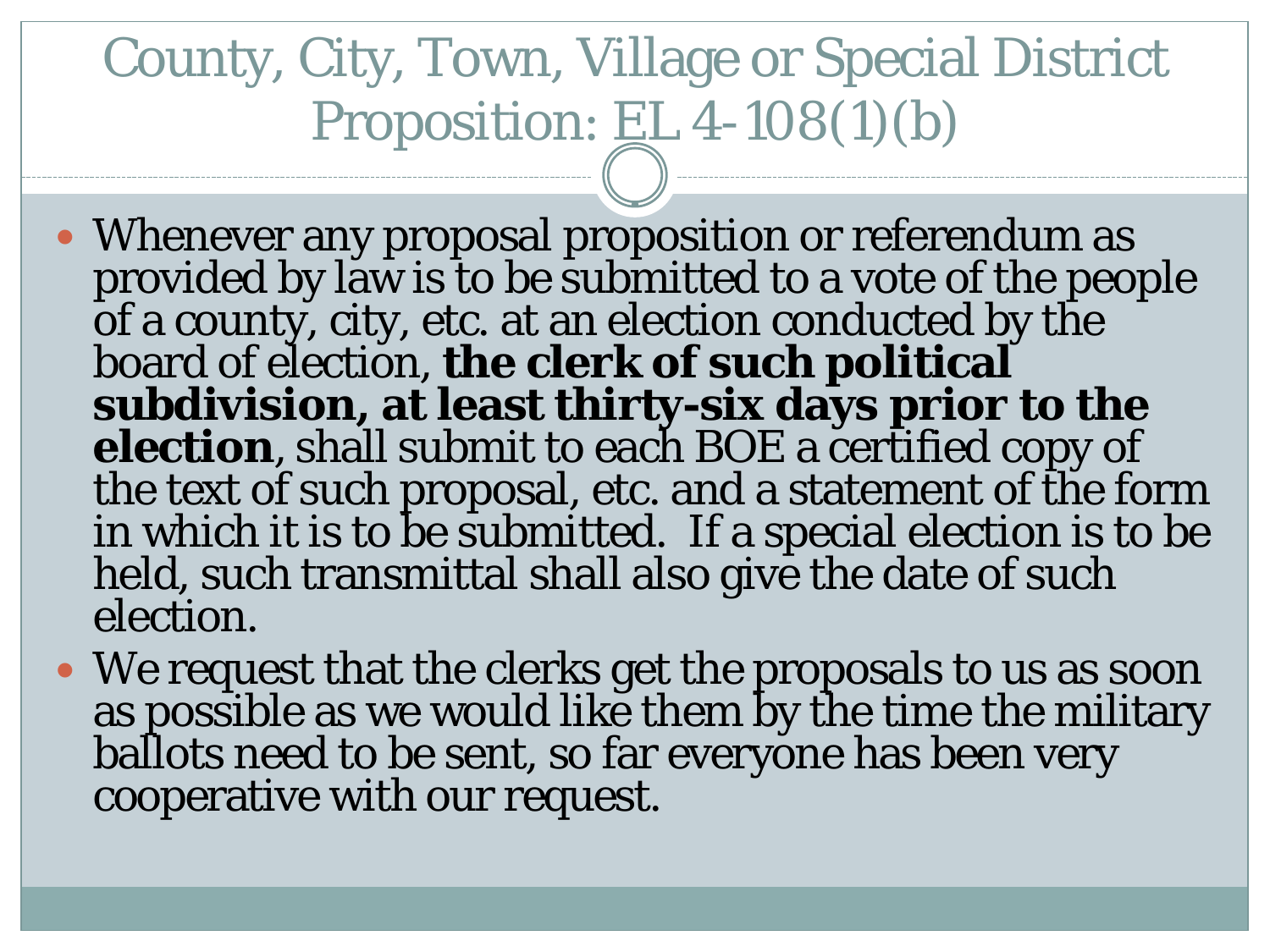# County, City, Town, Village or Special District Proposition: EL 4-108(1)(b)

- Whenever any proposal proposition or referendum as provided by law is to be submitted to a vote of the people of a county, city, etc. at an election conducted by the board of election, **the clerk of such political subdivision, at least thirty-six days prior to the election**, shall submit to each BOE a certified copy of the text of such proposal, etc. and a statement of the form in which it is to be submitted. If a special election is to be held, such transmittal shall also give the date of such election.
- We request that the clerks get the proposals to us as soon as possible as we would like them by the time the military ballots need to be sent, so far everyone has been very cooperative with our request.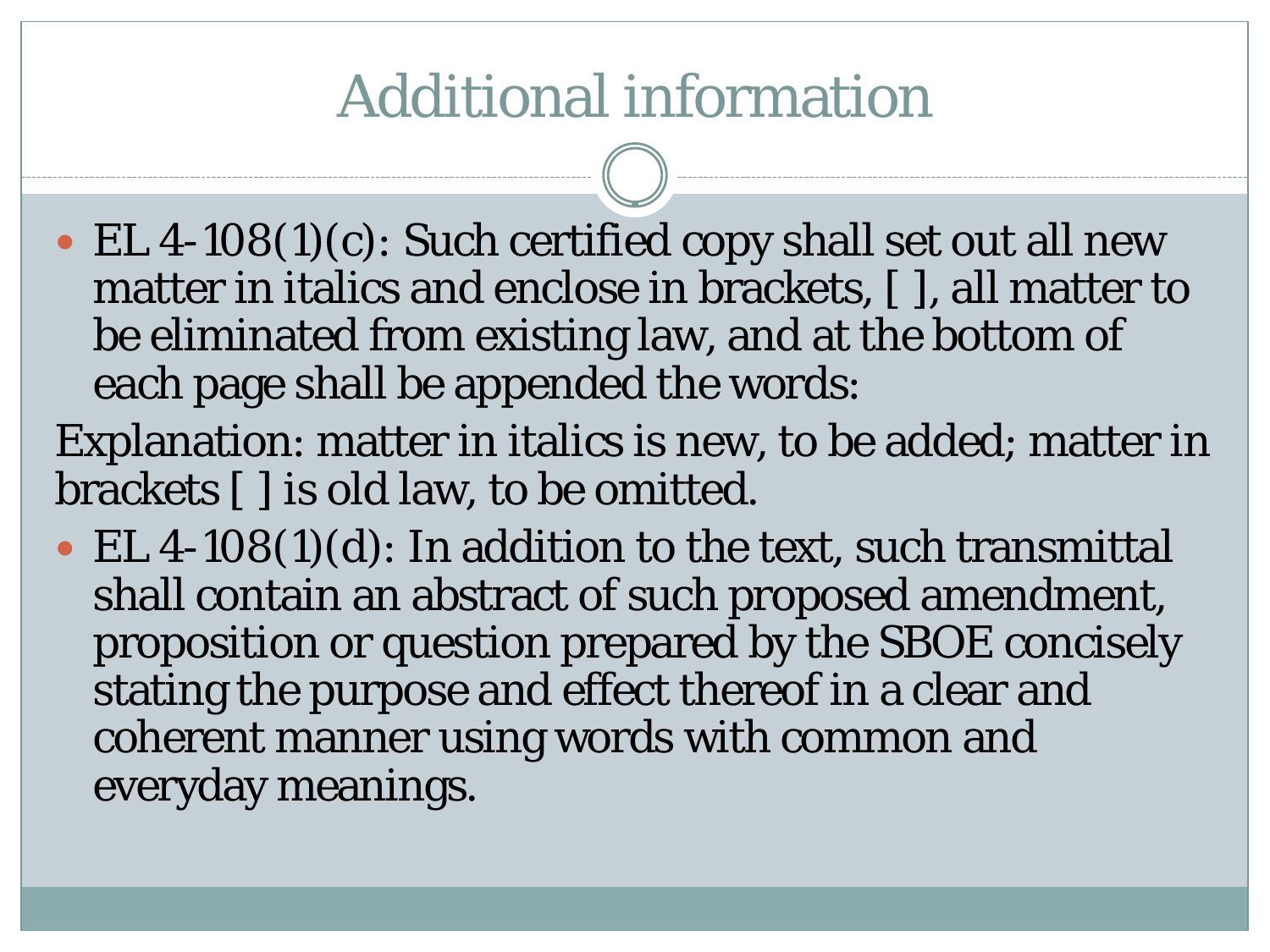# Additional information

- EL 4-108(1)(c): Such certified copy shall set out all new matter in italics and enclose in brackets, [ ], all matter to be eliminated from existing law, and at the bottom of each page shall be appended the words:

Explanation: matter in italics is new, to be added; matter in brackets [ ] is old law, to be omitted.

- EL 4-108(1)(d): In addition to the text, such transmittal shall contain an abstract of such proposed amendment, proposition or question prepared by the SBOE concisely stating the purpose and effect thereof in a clear and coherent manner using words with common and everyday meanings.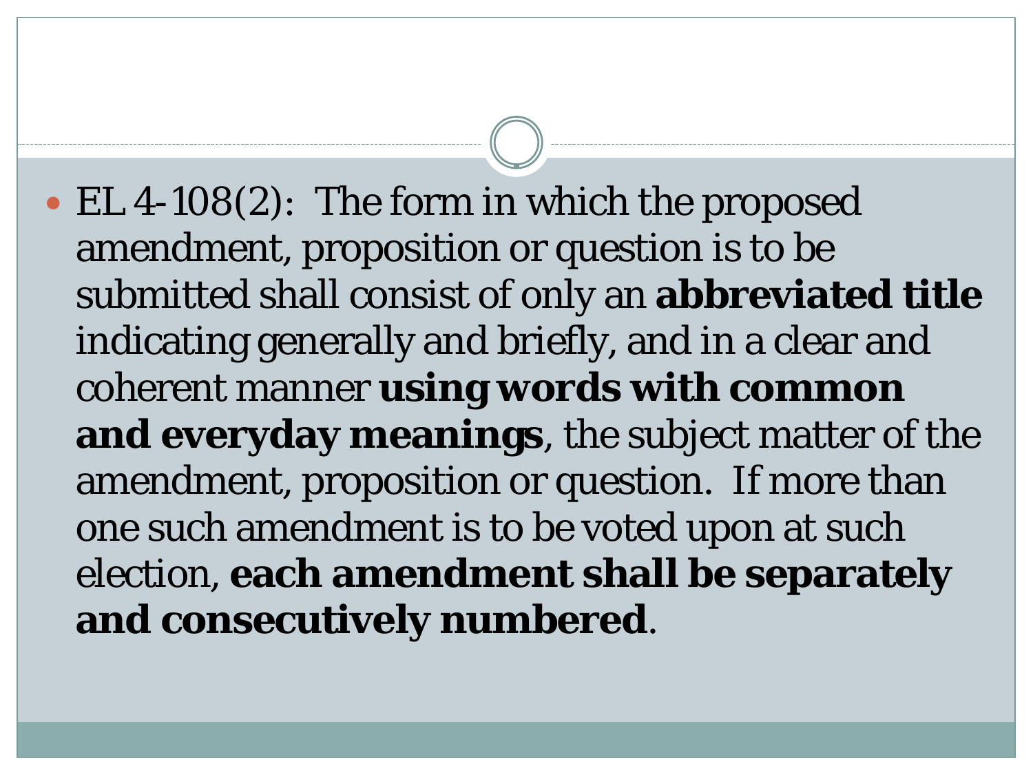- EL 4-108(2): The form in which the proposed amendment, proposition or question is to be submitted shall consist of only an **abbreviated title** indicating generally and briefly, and in a clear and coherent manner **using words with common and everyday meanings**, the subject matter of the amendment, proposition or question. If more than one such amendment is to be voted upon at such election, **each amendment shall be separately and consecutively numbered**.